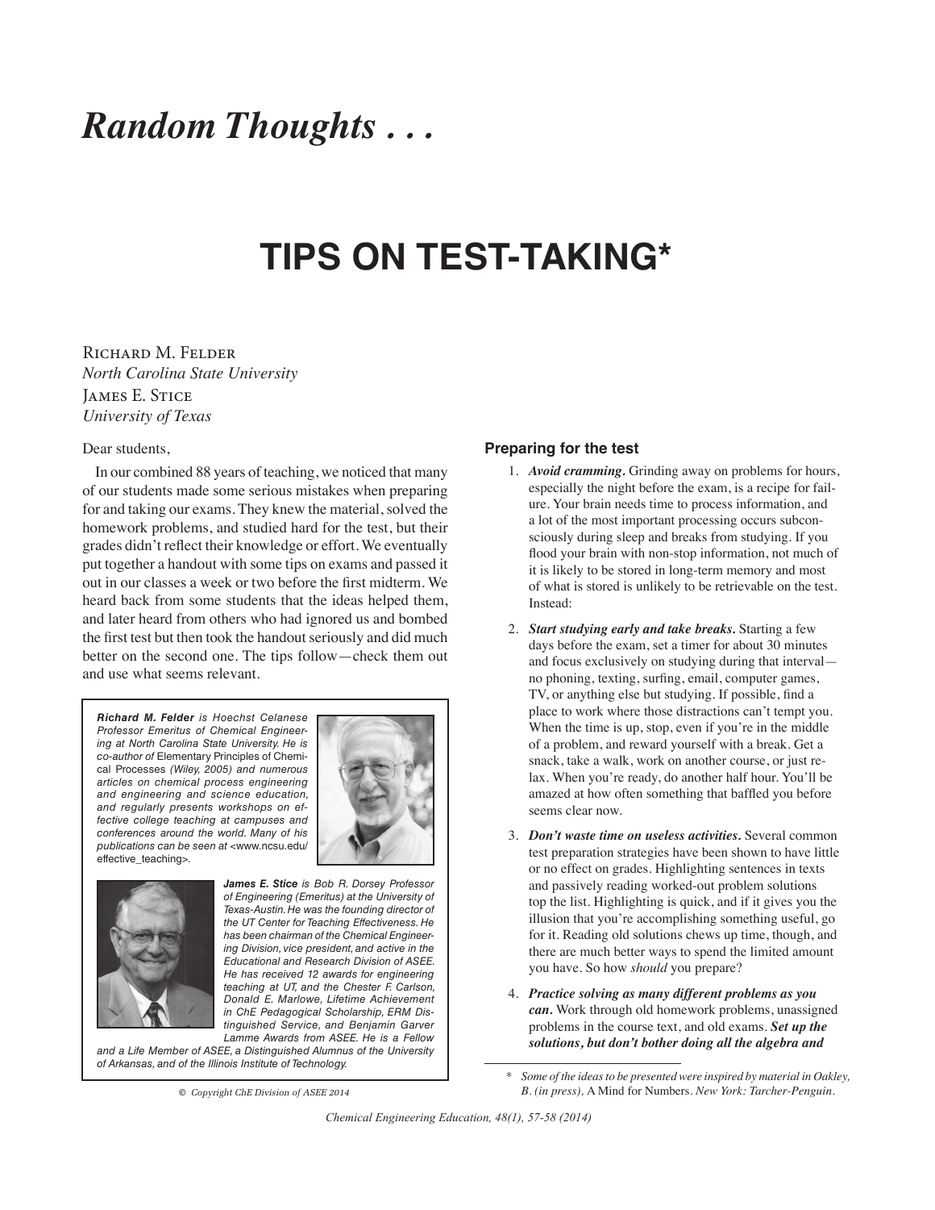# Random Thoughts . . .

# TIPS ON TEST-TAKING*

Richard M. Felder
*North Carolina State University*
James E. Stice
*University of Texas*

Dear students,

In our combined 88 years of teaching, we noticed that many of our students made some serious mistakes when preparing for and taking our exams. They knew the material, solved the homework problems, and studied hard for the test, but their grades didn't reflect their knowledge or effort. We eventually put together a handout with some tips on exams and passed it out in our classes a week or two before the first midterm. We heard back from some students that the ideas helped them, and later heard from others who had ignored us and bombed the first test but then took the handout seriously and did much better on the second one. The tips follow—check them out and use what seems relevant.

***Richard M. Felder** is Hoechst Celanese Professor Emeritus of Chemical Engineering at North Carolina State University. He is co-author of* Elementary Principles of Chemical Processes *(Wiley, 2005) and numerous articles on chemical process engineering and engineering and science education, and regularly presents workshops on effective college teaching at campuses and conferences around the world. Many of his publications can be seen at <www.ncsu.edu/effective_teaching>.*

***James E. Stice** is Bob R. Dorsey Professor of Engineering (Emeritus) at the University of Texas-Austin. He was the founding director of the UT Center for Teaching Effectiveness. He has been chairman of the Chemical Engineering Division, vice president, and active in the Educational and Research Division of ASEE. He has received 12 awards for engineering teaching at UT, and the Chester F. Carlson, Donald E. Marlowe, Lifetime Achievement in ChE Pedagogical Scholarship, ERM Distinguished Service, and Benjamin Garver Lamme Awards from ASEE. He is a Fellow and a Life Member of ASEE, a Distinguished Alumnus of the University of Arkansas, and of the Illinois Institute of Technology.*

*© Copyright ChE Division of ASEE 2014*

### Preparing for the test

1. ***Avoid cramming.*** Grinding away on problems for hours, especially the night before the exam, is a recipe for failure. Your brain needs time to process information, and a lot of the most important processing occurs subconsciously during sleep and breaks from studying. If you flood your brain with non-stop information, not much of it is likely to be stored in long-term memory and most of what is stored is unlikely to be retrievable on the test. Instead:
2. ***Start studying early and take breaks.*** Starting a few days before the exam, set a timer for about 30 minutes and focus exclusively on studying during that interval—no phoning, texting, surfing, email, computer games, TV, or anything else but studying. If possible, find a place to work where those distractions can't tempt you. When the time is up, stop, even if you're in the middle of a problem, and reward yourself with a break. Get a snack, take a walk, work on another course, or just relax. When you're ready, do another half hour. You'll be amazed at how often something that baffled you before seems clear now.
3. ***Don't waste time on useless activities.*** Several common test preparation strategies have been shown to have little or no effect on grades. Highlighting sentences in texts and passively reading worked-out problem solutions top the list. Highlighting is quick, and if it gives you the illusion that you're accomplishing something useful, go for it. Reading old solutions chews up time, though, and there are much better ways to spend the limited amount you have. So how *should* you prepare?
4. ***Practice solving as many different problems as you can.*** Work through old homework problems, unassigned problems in the course text, and old exams. ***Set up the solutions, but don't bother doing all the algebra and***

\* *Some of the ideas to be presented were inspired by material in Oakley, B. (in press),* A Mind for Numbers*. New York: Tarcher-Penguin.*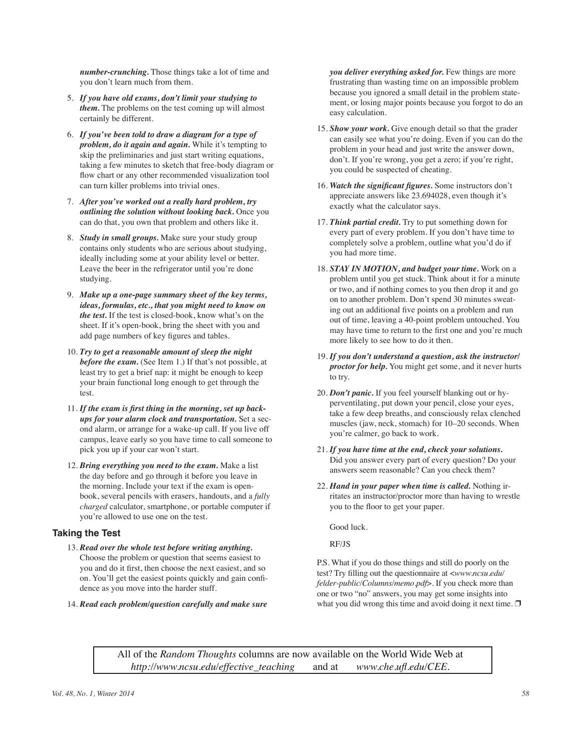*number-crunching.* Those things take a lot of time and you don't learn much from them.

5. ***If you have old exams, don't limit your studying to them.*** The problems on the test coming up will almost certainly be different.

6. ***If you've been told to draw a diagram for a type of problem, do it again and again.*** While it's tempting to skip the preliminaries and just start writing equations, taking a few minutes to sketch that free-body diagram or flow chart or any other recommended visualization tool can turn killer problems into trivial ones.

7. ***After you've worked out a really hard problem, try outlining the solution without looking back.*** Once you can do that, you own that problem and others like it.

8. ***Study in small groups.*** Make sure your study group contains only students who are serious about studying, ideally including some at your ability level or better. Leave the beer in the refrigerator until you're done studying.

9. ***Make up a one-page summary sheet of the key terms, ideas, formulas, etc., that you might need to know on the test.*** If the test is closed-book, know what's on the sheet. If it's open-book, bring the sheet with you and add page numbers of key figures and tables.

10. ***Try to get a reasonable amount of sleep the night before the exam.*** (See Item 1.) If that's not possible, at least try to get a brief nap: it might be enough to keep your brain functional long enough to get through the test.

11. ***If the exam is first thing in the morning, set up back-ups for your alarm clock and transportation.*** Set a second alarm, or arrange for a wake-up call. If you live off campus, leave early so you have time to call someone to pick you up if your car won't start.

12. ***Bring everything you need to the exam.*** Make a list the day before and go through it before you leave in the morning. Include your text if the exam is open-book, several pencils with erasers, handouts, and a *fully charged* calculator, smartphone, or portable computer if you're allowed to use one on the test.

### Taking the Test

13. ***Read over the whole test before writing anything.*** Choose the problem or question that seems easiest to you and do it first, then choose the next easiest, and so on. You'll get the easiest points quickly and gain confidence as you move into the harder stuff.

14. ***Read each problem/question carefully and make sure you deliver everything asked for.*** Few things are more frustrating than wasting time on an impossible problem because you ignored a small detail in the problem statement, or losing major points because you forgot to do an easy calculation.

15. ***Show your work.*** Give enough detail so that the grader can easily see what you're doing. Even if you can do the problem in your head and just write the answer down, don't. If you're wrong, you get a zero; if you're right, you could be suspected of cheating.

16. ***Watch the significant figures.*** Some instructors don't appreciate answers like 23.694028, even though it's exactly what the calculator says.

17. ***Think partial credit.*** Try to put something down for every part of every problem. If you don't have time to completely solve a problem, outline what you'd do if you had more time.

18. ***STAY IN MOTION, and budget your time.*** Work on a problem until you get stuck. Think about it for a minute or two, and if nothing comes to you then drop it and go on to another problem. Don't spend 30 minutes sweating out an additional five points on a problem and run out of time, leaving a 40-point problem untouched. You may have time to return to the first one and you're much more likely to see how to do it then.

19. ***If you don't understand a question, ask the instructor/proctor for help.*** You might get some, and it never hurts to try.

20. ***Don't panic.*** If you feel yourself blanking out or hyperventilating, put down your pencil, close your eyes, take a few deep breaths, and consciously relax clenched muscles (jaw, neck, stomach) for 10–20 seconds. When you're calmer, go back to work.

21. ***If you have time at the end, check your solutions.*** Did you answer every part of every question? Do your answers seem reasonable? Can you check them?

22. ***Hand in your paper when time is called.*** Nothing irritates an instructor/proctor more than having to wrestle you to the floor to get your paper.

Good luck.

RF/JS

P.S. What if you do those things and still do poorly on the test? Try filling out the questionnaire at <*www.ncsu.edu/felder-public/Columns/memo.pdf*>. If you check more than one or two "no" answers, you may get some insights into what you did wrong this time and avoid doing it next time. ❒

All of the *Random Thoughts* columns are now available on the World Wide Web at *http://www.ncsu.edu/effective_teaching* and at *www.che.ufl.edu/CEE*.